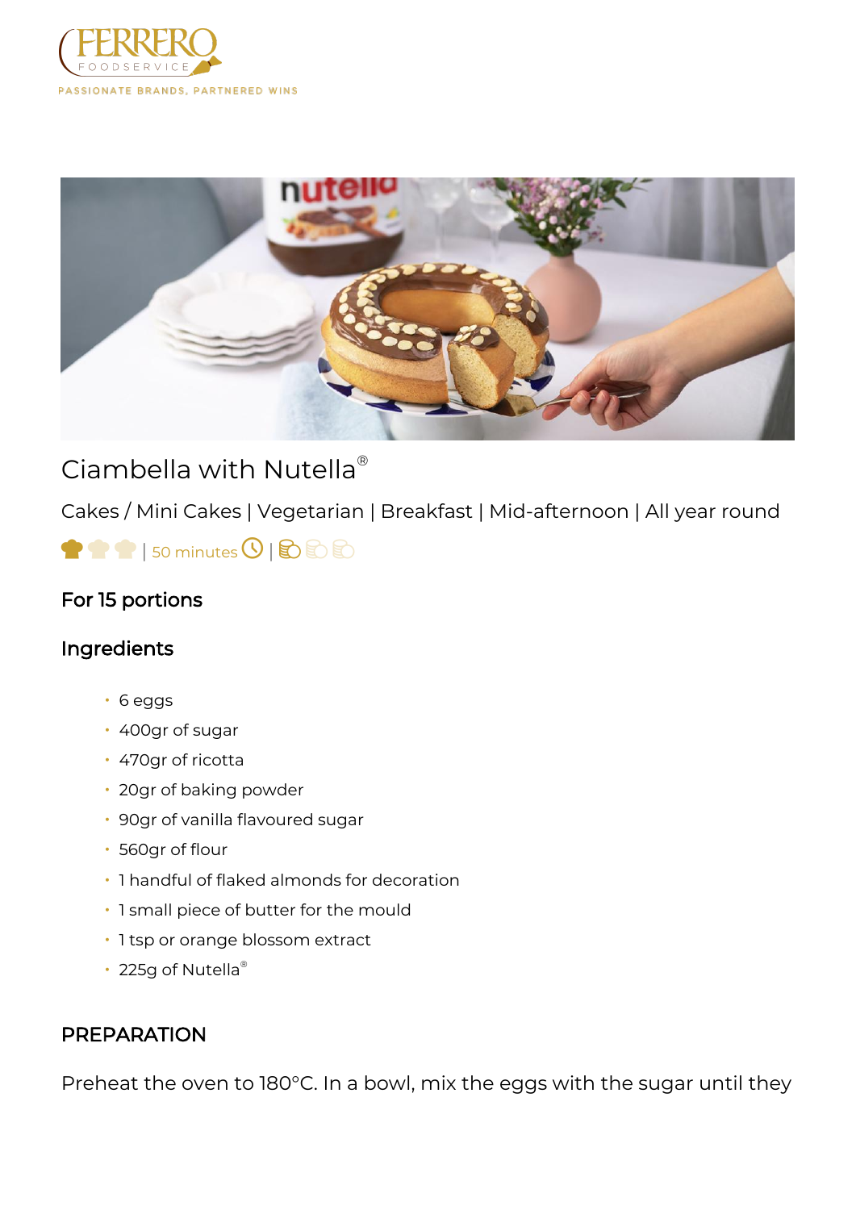FERRERO FOODSERVICE

PASSIONATE BRANDS, PARTNERED WINS

# Ciambella with Nutella®

Cakes / Mini Cakes | Vegetarian | Breakfast | Mid-afternoon | All year round

| 50 minutes |

### For 15 portions

### Ingredients

- 6 eggs
- 400gr of sugar
- 470gr of ricotta
- 20gr of baking powder
- 90gr of vanilla flavoured sugar
- 560gr of flour
- 1 handful of flaked almonds for decoration
- 1 small piece of butter for the mould
- 1 tsp or orange blossom extract
- 225g of Nutella®

### PREPARATION

Preheat the oven to 180°C. In a bowl, mix the eggs with the sugar until they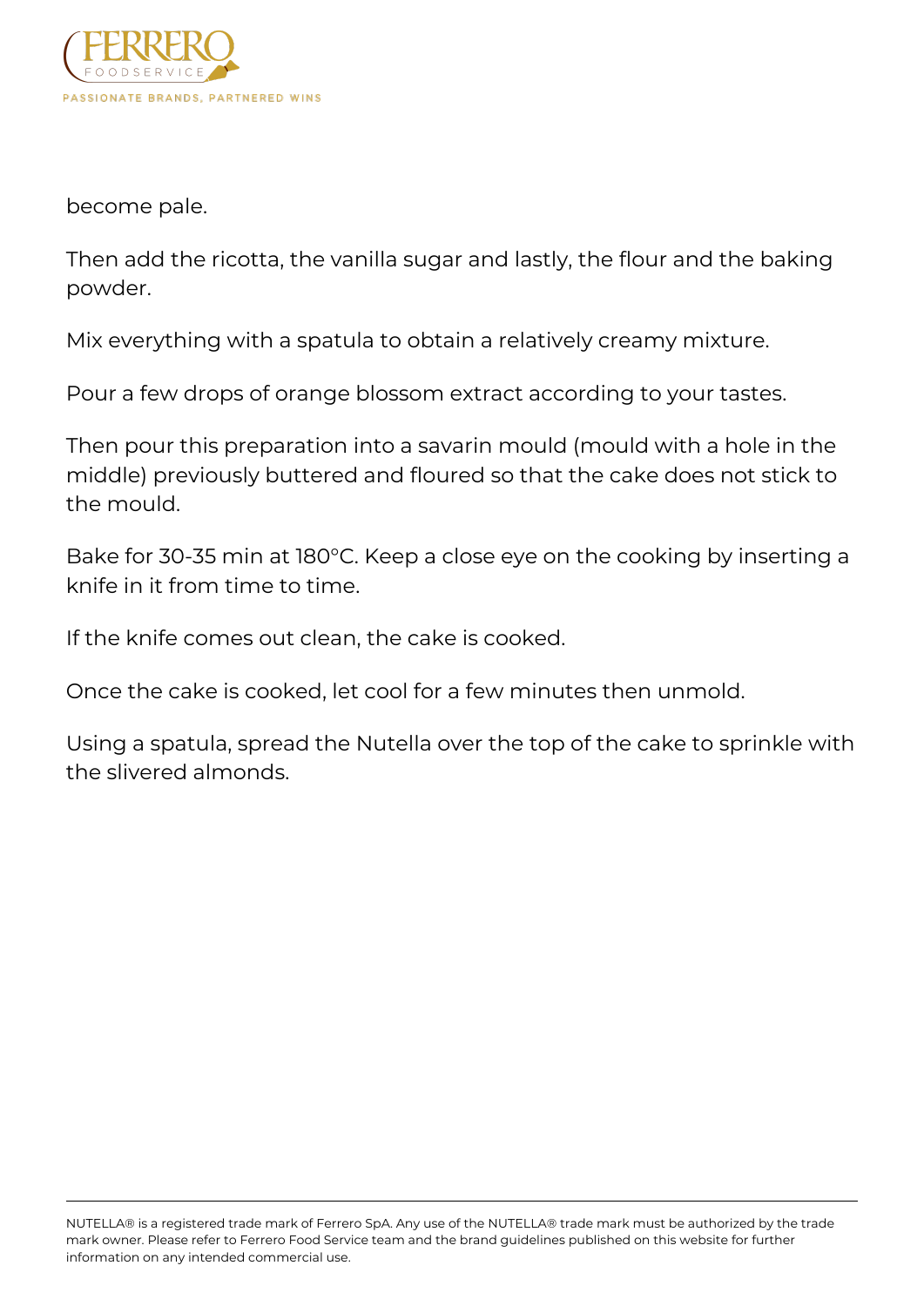become pale.

Then add the ricotta, the vanilla sugar and lastly, the flour and the baking powder.

Mix everything with a spatula to obtain a relatively creamy mixture.

Pour a few drops of orange blossom extract according to your tastes.

Then pour this preparation into a savarin mould (mould with a hole in the middle) previously buttered and floured so that the cake does not stick to the mould.

Bake for 30-35 min at 180°C. Keep a close eye on the cooking by inserting a knife in it from time to time.

If the knife comes out clean, the cake is cooked.

Once the cake is cooked, let cool for a few minutes then unmold.

Using a spatula, spread the Nutella over the top of the cake to sprinkle with the slivered almonds.

---

NUTELLA® is a registered trade mark of Ferrero SpA. Any use of the NUTELLA® trade mark must be authorized by the trade mark owner. Please refer to Ferrero Food Service team and the brand guidelines published on this website for further information on any intended commercial use.